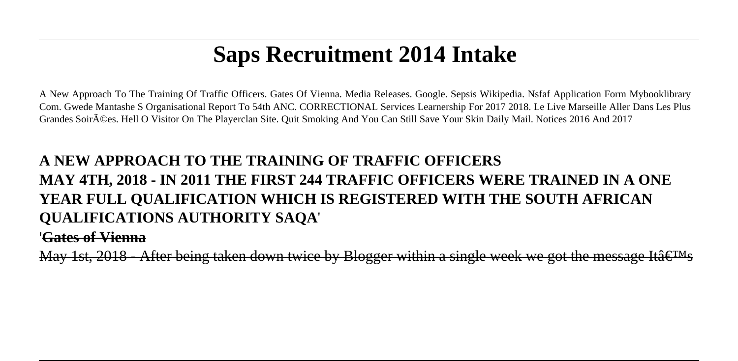# Saps Recruitment 2014 Intake

A New Approach To The Training Of Traffic Officers. Gates Of Vienna. Media Releases. Google. Sepsis Wikipedia. Nsfaf Application Form Mybooklibrary Com. Gwede Mantashe S Organisational Report To 54th ANC. CORRECTIONAL Services Learnership For 2017 2018. Le Live Marseille Aller Dans Les Plus Grandes SoirÃ©es. Hell O Visitor On The Playerclan Site. Quit Smoking And You Can Still Save Your Skin Daily Mail. Notices 2016 And 2017

## A NEW APPROACH TO THE TRAINING OF TRAFFIC OFFICERS

**MAY 4TH, 2018 - IN 2011 THE FIRST 244 TRAFFIC OFFICERS WERE TRAINED IN A ONE YEAR FULL QUALIFICATION WHICH IS REGISTERED WITH THE SOUTH AFRICAN QUALIFICATIONS AUTHORITY SAQA'**

'**Gates of Vienna**

May 1st, 2018 - After being taken down twice by Blogger within a single week we got the message Itâ€™s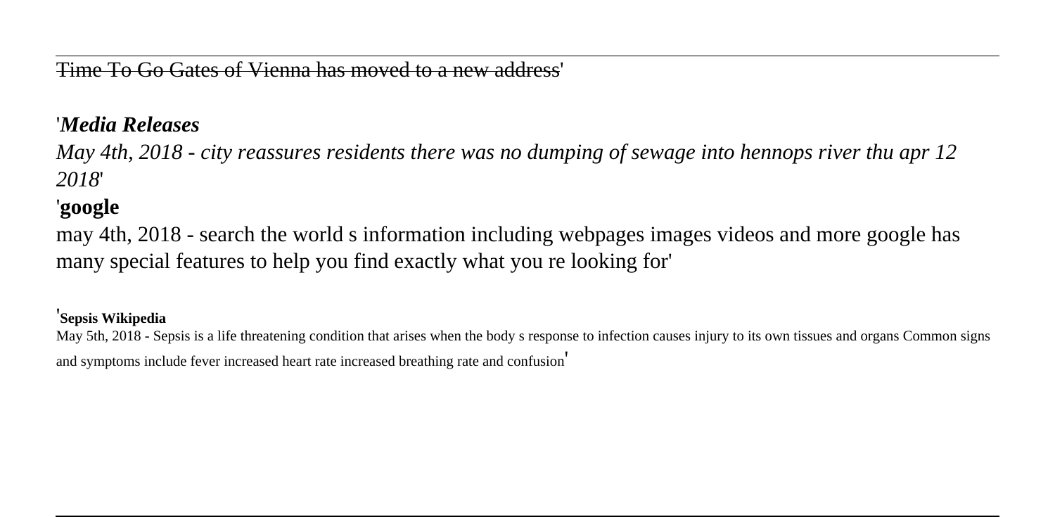Time To Go Gates of Vienna has moved to a new address'

'*Media Releases*

*May 4th, 2018 - city reassures residents there was no dumping of sewage into hennops river thu apr 12 2018*'

'**google**

may 4th, 2018 - search the world s information including webpages images videos and more google has many special features to help you find exactly what you re looking for'

'**Sepsis Wikipedia**

May 5th, 2018 - Sepsis is a life threatening condition that arises when the body s response to infection causes injury to its own tissues and organs Common signs and symptoms include fever increased heart rate increased breathing rate and confusion'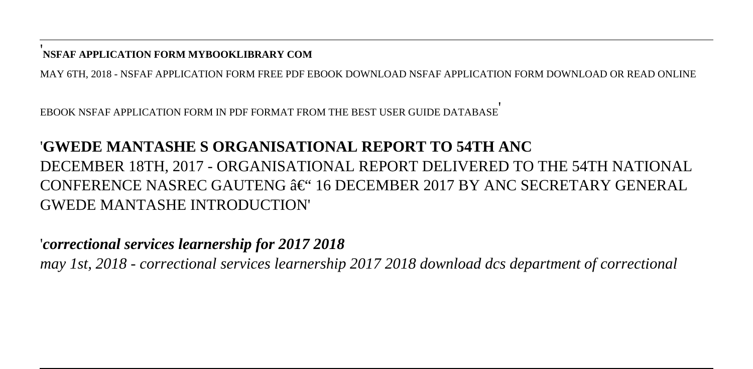'**NSFAF APPLICATION FORM MYBOOKLIBRARY COM**

MAY 6TH, 2018 - NSFAF APPLICATION FORM FREE PDF EBOOK DOWNLOAD NSFAF APPLICATION FORM DOWNLOAD OR READ ONLINE EBOOK NSFAF APPLICATION FORM IN PDF FORMAT FROM THE BEST USER GUIDE DATABASE'

'**GWEDE MANTASHE S ORGANISATIONAL REPORT TO 54TH ANC**
DECEMBER 18TH, 2017 - ORGANISATIONAL REPORT DELIVERED TO THE 54TH NATIONAL CONFERENCE NASREC GAUTENG â€" 16 DECEMBER 2017 BY ANC SECRETARY GENERAL GWEDE MANTASHE INTRODUCTION'

'***correctional services learnership for 2017 2018***
*may 1st, 2018 - correctional services learnership 2017 2018 download dcs department of correctional*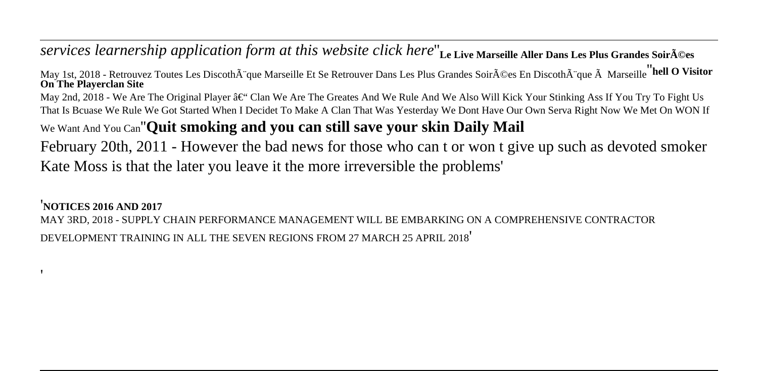*services learnership application form at this website click here*''**Le Live Marseille Aller Dans Les Plus Grandes SoirÃ©es**

May 1st, 2018 - Retrouvez Toutes Les DiscothÃ¨que Marseille Et Se Retrouver Dans Les Plus Grandes SoirÃ©es En DiscothÃ¨que Ã  Marseille''**hell O Visitor On The Playerclan Site**

May 2nd, 2018 - We Are The Original Player â€" Clan We Are The Greates And We Rule And We Also Will Kick Your Stinking Ass If You Try To Fight Us That Is Bcuase We Rule We Got Started When I Decidet To Make A Clan That Was Yesterday We Dont Have Our Own Serva Right Now We Met On WON If We Want And You Can''**Quit smoking and you can still save your skin Daily Mail**

February 20th, 2011 - However the bad news for those who can t or won t give up such as devoted smoker Kate Moss is that the later you leave it the more irreversible the problems'

'**NOTICES 2016 AND 2017**

MAY 3RD, 2018 - SUPPLY CHAIN PERFORMANCE MANAGEMENT WILL BE EMBARKING ON A COMPREHENSIVE CONTRACTOR DEVELOPMENT TRAINING IN ALL THE SEVEN REGIONS FROM 27 MARCH 25 APRIL 2018'

'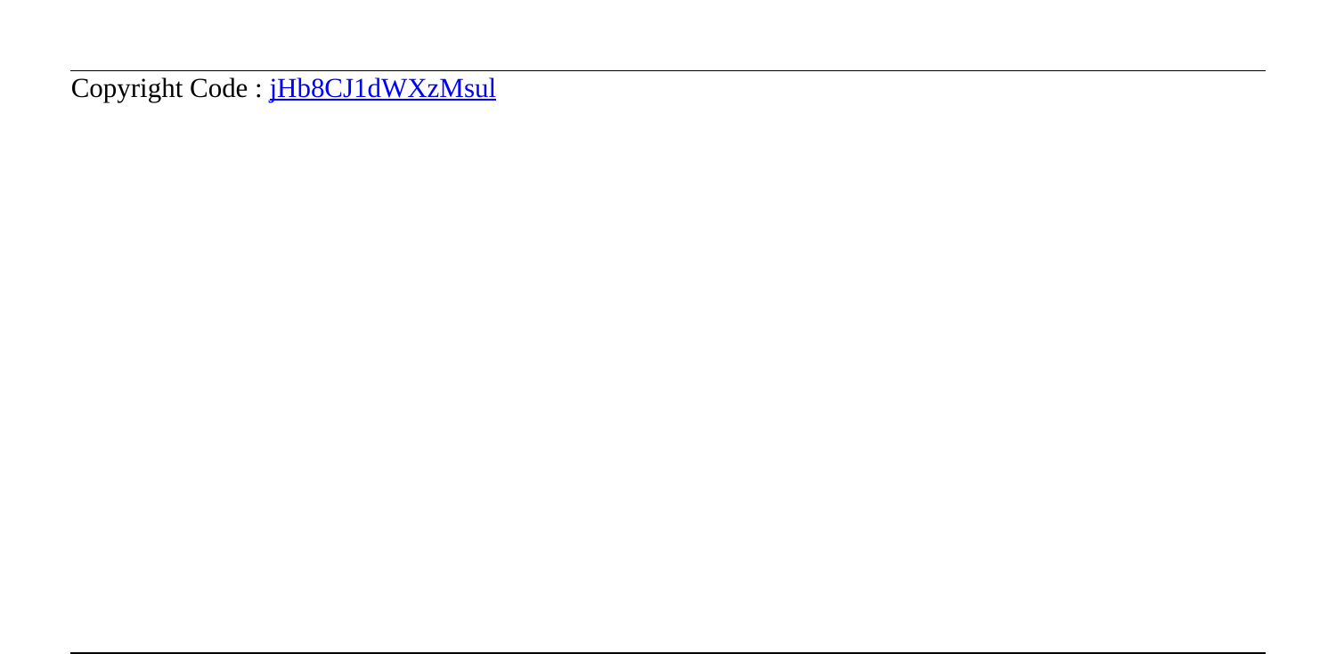Copyright Code : [jHb8CJ1dWXzMsul]